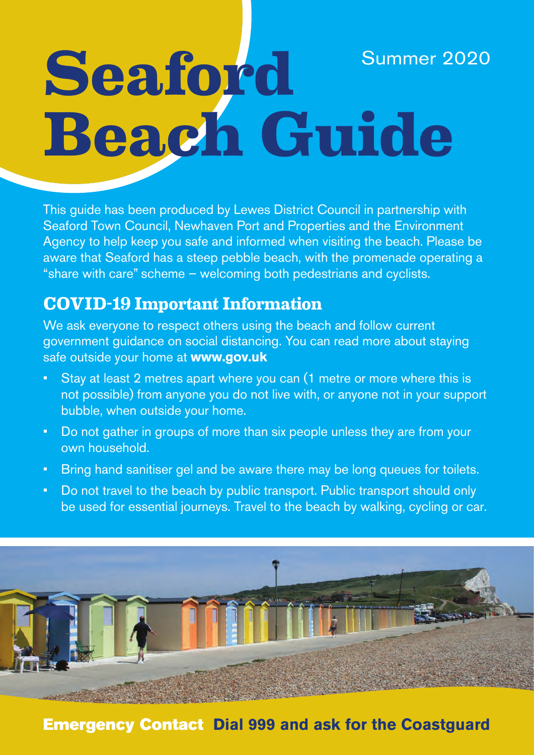# Seaford Beach Guide

Summer 2020

This guide has been produced by Lewes District Council in partnership with Seaford Town Council, Newhaven Port and Properties and the Environment Agency to help keep you safe and informed when visiting the beach. Please be aware that Seaford has a steep pebble beach, with the promenade operating a "share with care" scheme – welcoming both pedestrians and cyclists.

## COVID-19 Important Information

We ask everyone to respect others using the beach and follow current government guidance on social distancing. You can read more about staying safe outside your home at **www.gov.uk**

- Stay at least 2 metres apart where you can (1 metre or more where this is not possible) from anyone you do not live with, or anyone not in your support bubble, when outside your home.
- Do not gather in groups of more than six people unless they are from your own household.
- Bring hand sanitiser gel and be aware there may be long queues for toilets.
- Do not travel to the beach by public transport. Public transport should only be used for essential journeys. Travel to the beach by walking, cycling or car.

**Emergency Contact** **Dial 999 and ask for the Coastguard**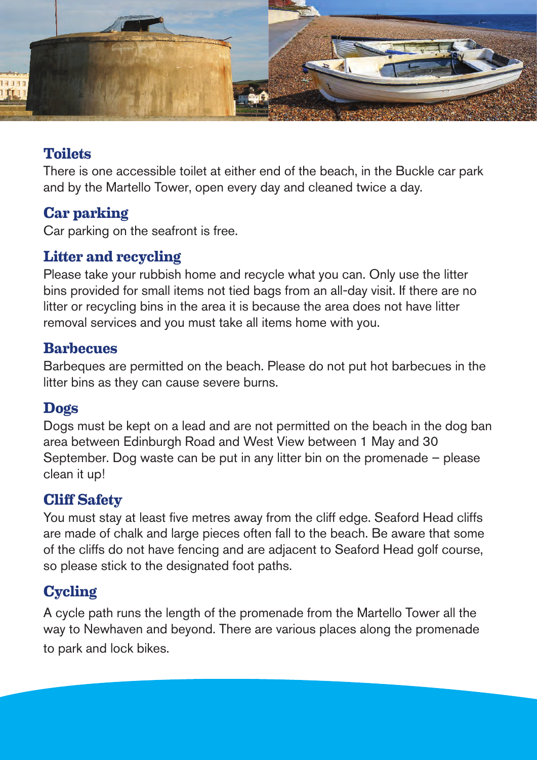## Toilets

There is one accessible toilet at either end of the beach, in the Buckle car park and by the Martello Tower, open every day and cleaned twice a day.

## Car parking

Car parking on the seafront is free.

## Litter and recycling

Please take your rubbish home and recycle what you can. Only use the litter bins provided for small items not tied bags from an all-day visit. If there are no litter or recycling bins in the area it is because the area does not have litter removal services and you must take all items home with you.

## Barbecues

Barbeques are permitted on the beach. Please do not put hot barbecues in the litter bins as they can cause severe burns.

## Dogs

Dogs must be kept on a lead and are not permitted on the beach in the dog ban area between Edinburgh Road and West View between 1 May and 30 September. Dog waste can be put in any litter bin on the promenade – please clean it up!

## Cliff Safety

You must stay at least five metres away from the cliff edge. Seaford Head cliffs are made of chalk and large pieces often fall to the beach. Be aware that some of the cliffs do not have fencing and are adjacent to Seaford Head golf course, so please stick to the designated foot paths.

## Cycling

A cycle path runs the length of the promenade from the Martello Tower all the way to Newhaven and beyond. There are various places along the promenade to park and lock bikes.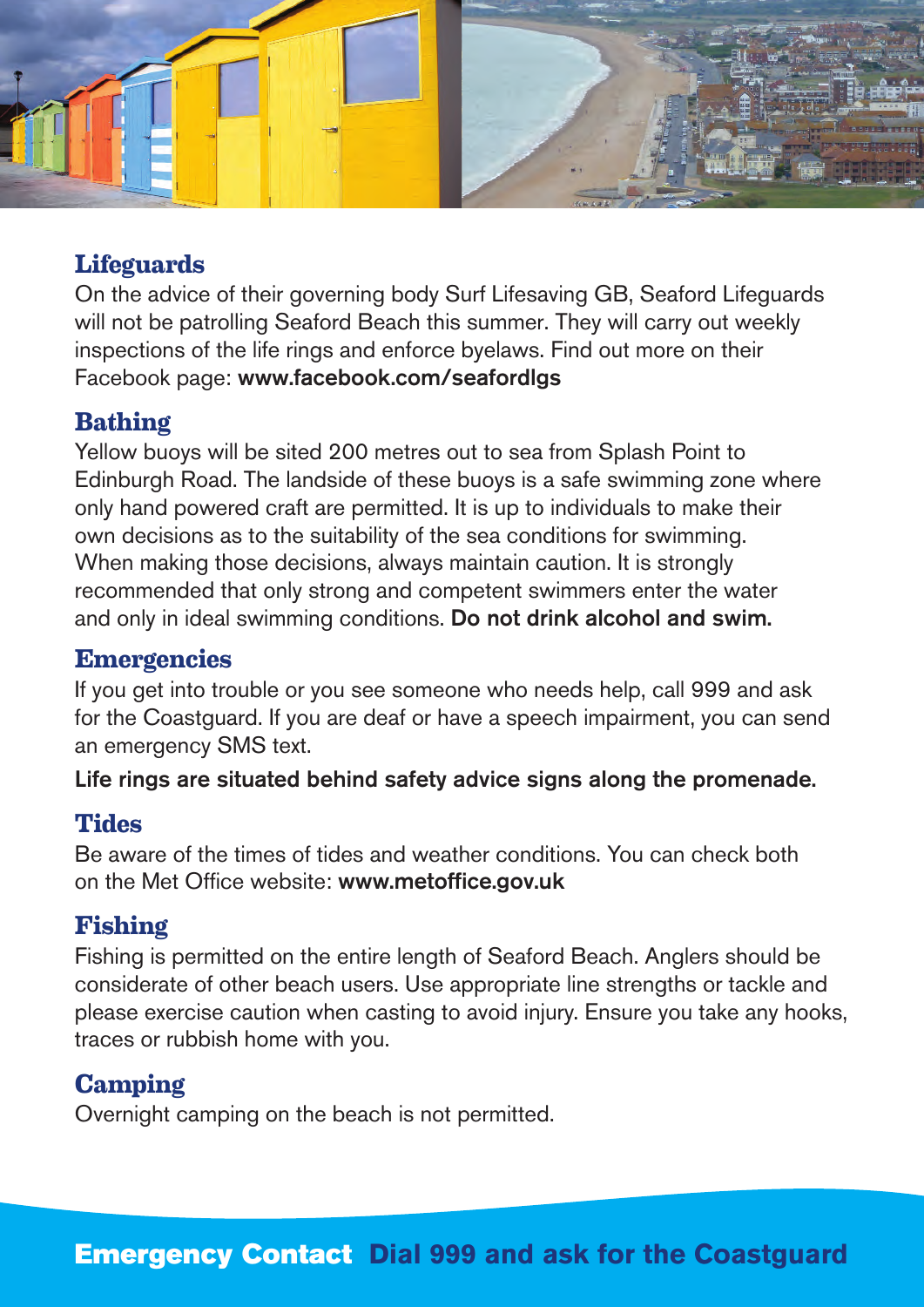## Lifeguards

On the advice of their governing body Surf Lifesaving GB, Seaford Lifeguards will not be patrolling Seaford Beach this summer. They will carry out weekly inspections of the life rings and enforce byelaws. Find out more on their Facebook page: **www.facebook.com/seafordlgs**

## Bathing

Yellow buoys will be sited 200 metres out to sea from Splash Point to Edinburgh Road. The landside of these buoys is a safe swimming zone where only hand powered craft are permitted. It is up to individuals to make their own decisions as to the suitability of the sea conditions for swimming. When making those decisions, always maintain caution. It is strongly recommended that only strong and competent swimmers enter the water and only in ideal swimming conditions. **Do not drink alcohol and swim.**

## Emergencies

If you get into trouble or you see someone who needs help, call 999 and ask for the Coastguard. If you are deaf or have a speech impairment, you can send an emergency SMS text.

**Life rings are situated behind safety advice signs along the promenade.**

## Tides

Be aware of the times of tides and weather conditions. You can check both on the Met Office website: **www.metoffice.gov.uk**

## Fishing

Fishing is permitted on the entire length of Seaford Beach. Anglers should be considerate of other beach users. Use appropriate line strengths or tackle and please exercise caution when casting to avoid injury. Ensure you take any hooks, traces or rubbish home with you.

## Camping

Overnight camping on the beach is not permitted.

**Emergency Contact** **Dial 999 and ask for the Coastguard**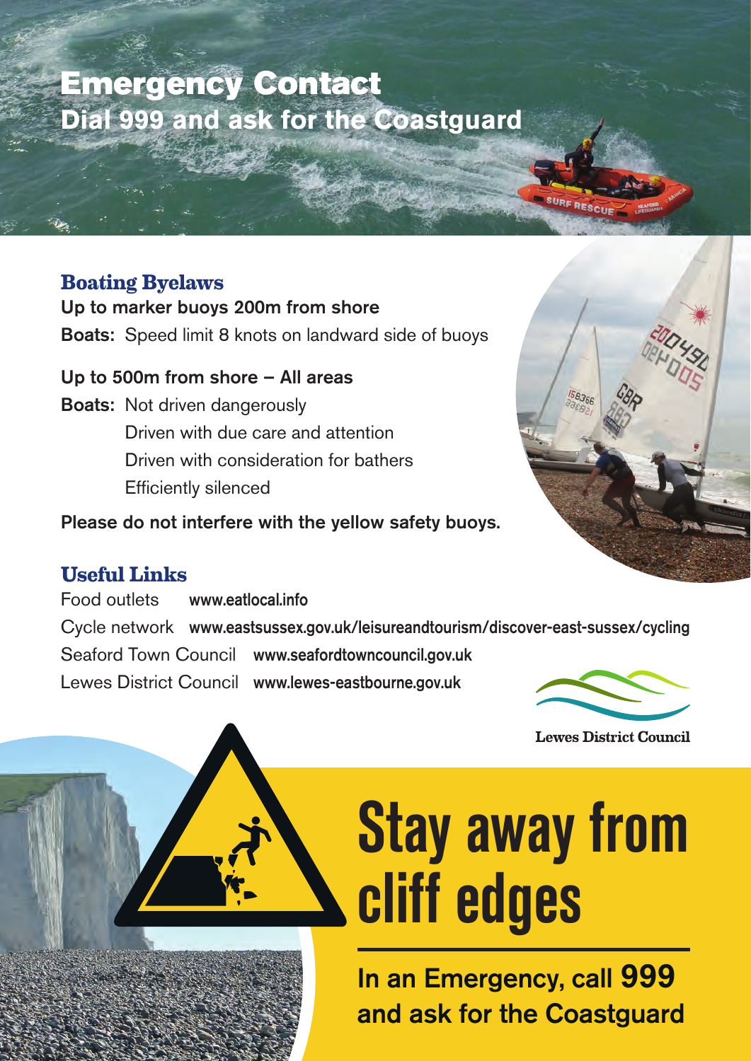# Emergency Contact

## Dial 999 and ask for the Coastguard

### Boating Byelaws

**Up to marker buoys 200m from shore**

**Boats:** Speed limit 8 knots on landward side of buoys

**Up to 500m from shore – All areas**

**Boats:** Not driven dangerously
Driven with due care and attention
Driven with consideration for bathers
Efficiently silenced

**Please do not interfere with the yellow safety buoys.**

### Useful Links

Food outlets **www.eatlocal.info**

Cycle network **www.eastsussex.gov.uk/leisureandtourism/discover-east-sussex/cycling**

Seaford Town Council **www.seafordtowncouncil.gov.uk**

Lewes District Council **www.lewes-eastbourne.gov.uk**

Lewes District Council

# Stay away from cliff edges

**In an Emergency, call 999 and ask for the Coastguard**